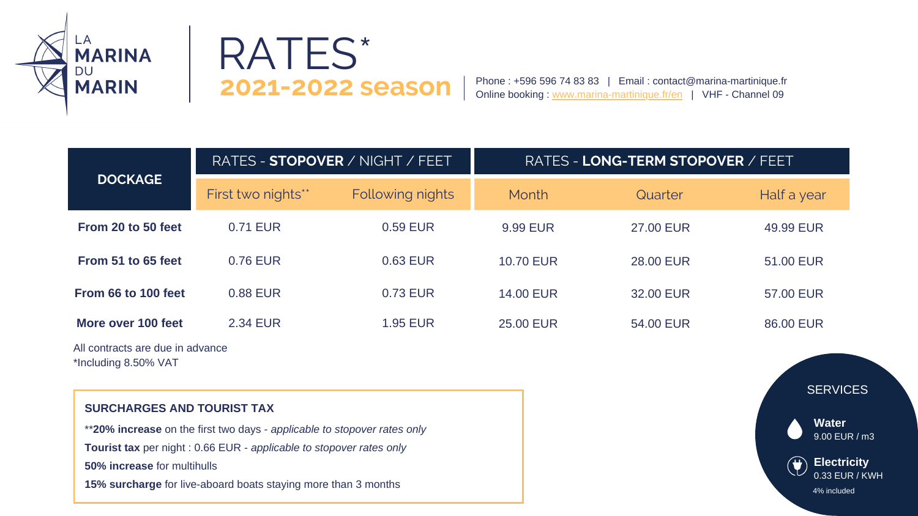LA MARINA DU MARIN

# RATES*

## 2021-2022 season

Phone : +596 596 74 83 83 | Email : contact@marina-martinique.fr
Online booking : www.marina-martinique.fr/en | VHF - Channel 09

| DOCKAGE | RATES - **STOPOVER** / NIGHT / FEET | | RATES - **LONG-TERM STOPOVER** / FEET | | |
|---|---|---|---|---|---|
| | First two nights** | Following nights | Month | Quarter | Half a year |
| **From 20 to 50 feet** | 0.71 EUR | 0.59 EUR | 9.99 EUR | 27.00 EUR | 49.99 EUR |
| **From 51 to 65 feet** | 0.76 EUR | 0.63 EUR | 10.70 EUR | 28.00 EUR | 51.00 EUR |
| **From 66 to 100 feet** | 0.88 EUR | 0.73 EUR | 14.00 EUR | 32.00 EUR | 57.00 EUR |
| **More over 100 feet** | 2.34 EUR | 1.95 EUR | 25.00 EUR | 54.00 EUR | 86.00 EUR |

All contracts are due in advance
*Including 8.50% VAT

### SURCHARGES AND TOURIST TAX

****20% increase** on the first two days - *applicable to stopover rates only*

**Tourist tax** per night : 0.66 EUR - *applicable to stopover rates only*

**50% increase** for multihulls

**15% surcharge** for live-aboard boats staying more than 3 months

### SERVICES

**Water**
9.00 EUR / m3

**Electricity**
0.33 EUR / KWH
4% included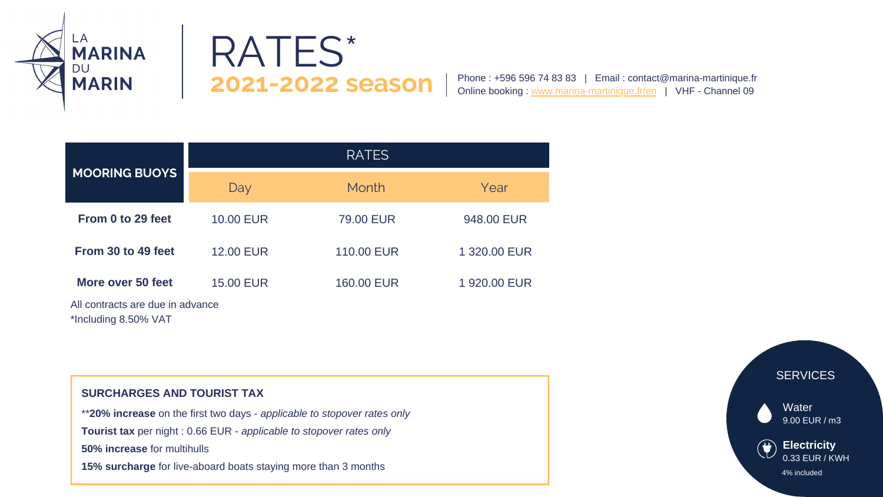LA MARINA DU MARIN

# RATES*

## 2021-2022 season

Phone : +596 596 74 83 83 | Email : contact@marina-martinique.fr
Online booking : www.marina-martinique.fr/en | VHF - Channel 09

| MOORING BUOYS | RATES | | |
|---|---|---|---|
| | Day | Month | Year |
| **From 0 to 29 feet** | 10.00 EUR | 79.00 EUR | 948.00 EUR |
| **From 30 to 49 feet** | 12.00 EUR | 110.00 EUR | 1 320.00 EUR |
| **More over 50 feet** | 15.00 EUR | 160.00 EUR | 1 920.00 EUR |

All contracts are due in advance

*Including 8.50% VAT

### SURCHARGES AND TOURIST TAX

**20% increase** on the first two days - *applicable to stopover rates only*

**Tourist tax** per night : 0.66 EUR - *applicable to stopover rates only*

**50% increase** for multihulls

**15% surcharge** for live-aboard boats staying more than 3 months

### SERVICES

Water
9.00 EUR / m3

**Electricity**
0.33 EUR / KWH
4% included